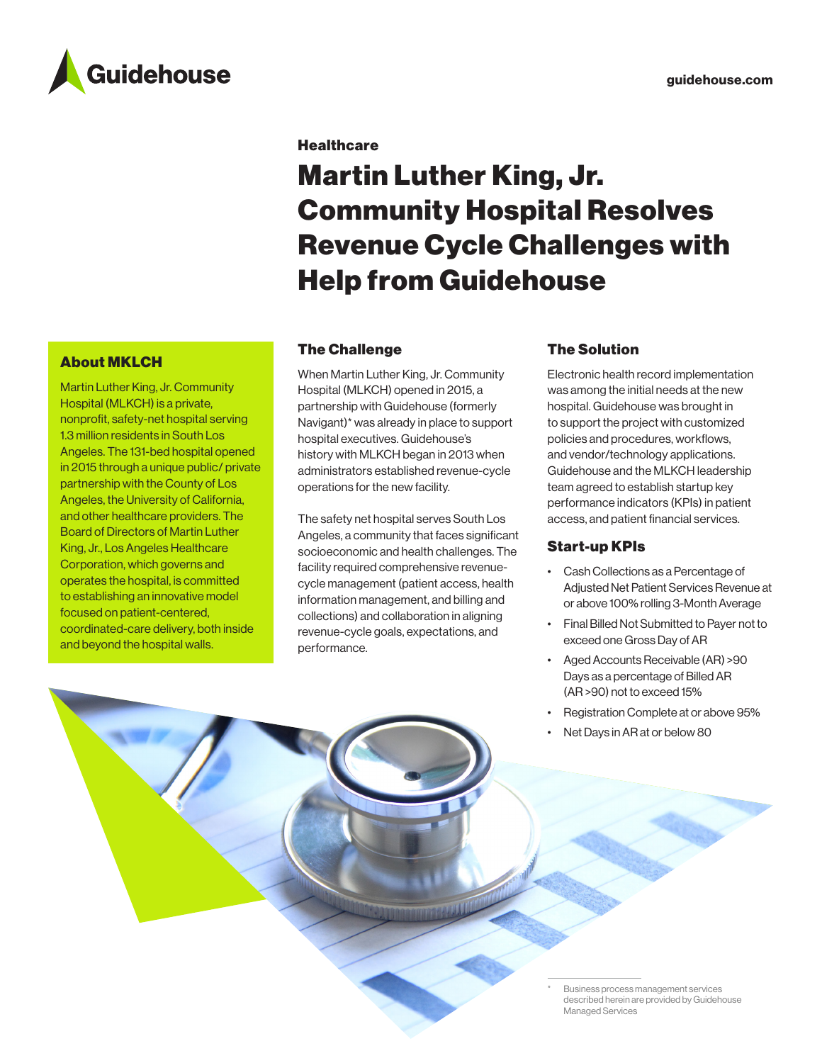Guidehouse

guidehouse.com

Healthcare

# Martin Luther King, Jr. Community Hospital Resolves Revenue Cycle Challenges with Help from Guidehouse

## About MKLCH

Martin Luther King, Jr. Community Hospital (MLKCH) is a private, nonprofit, safety-net hospital serving 1.3 million residents in South Los Angeles. The 131-bed hospital opened in 2015 through a unique public/ private partnership with the County of Los Angeles, the University of California, and other healthcare providers. The Board of Directors of Martin Luther King, Jr., Los Angeles Healthcare Corporation, which governs and operates the hospital, is committed to establishing an innovative model focused on patient-centered, coordinated-care delivery, both inside and beyond the hospital walls.

## The Challenge

When Martin Luther King, Jr. Community Hospital (MLKCH) opened in 2015, a partnership with Guidehouse (formerly Navigant)* was already in place to support hospital executives. Guidehouse's history with MLKCH began in 2013 when administrators established revenue-cycle operations for the new facility.

The safety net hospital serves South Los Angeles, a community that faces significant socioeconomic and health challenges. The facility required comprehensive revenue-cycle management (patient access, health information management, and billing and collections) and collaboration in aligning revenue-cycle goals, expectations, and performance.

## The Solution

Electronic health record implementation was among the initial needs at the new hospital. Guidehouse was brought in to support the project with customized policies and procedures, workflows, and vendor/technology applications. Guidehouse and the MLKCH leadership team agreed to establish startup key performance indicators (KPIs) in patient access, and patient financial services.

## Start-up KPIs

- Cash Collections as a Percentage of Adjusted Net Patient Services Revenue at or above 100% rolling 3-Month Average
- Final Billed Not Submitted to Payer not to exceed one Gross Day of AR
- Aged Accounts Receivable (AR) >90 Days as a percentage of Billed AR (AR >90) not to exceed 15%
- Registration Complete at or above 95%
- Net Days in AR at or below 80

\* Business process management services described herein are provided by Guidehouse Managed Services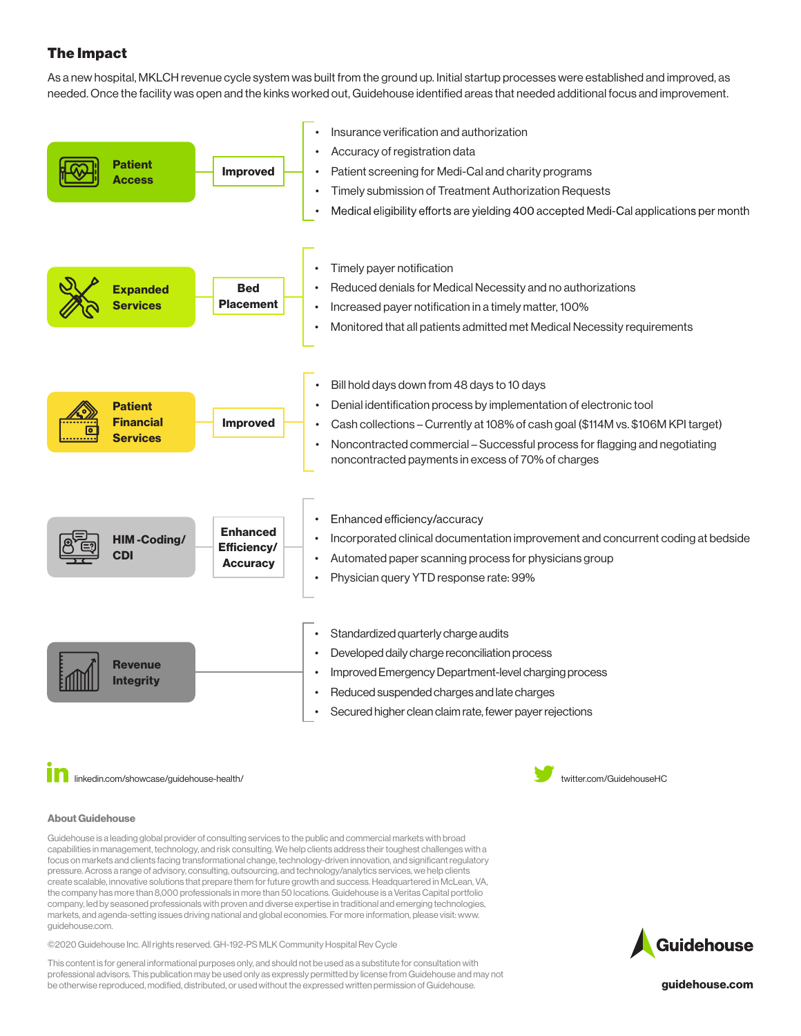## The Impact

As a new hospital, MKLCH revenue cycle system was built from the ground up. Initial startup processes were established and improved, as needed. Once the facility was open and the kinks worked out, Guidehouse identified areas that needed additional focus and improvement.

**Patient Access** — **Improved**

- Insurance verification and authorization
- Accuracy of registration data
- Patient screening for Medi-Cal and charity programs
- Timely submission of Treatment Authorization Requests
- Medical eligibility efforts are yielding 400 accepted Medi-Cal applications per month

**Expanded Services** — **Bed Placement**

- Timely payer notification
- Reduced denials for Medical Necessity and no authorizations
- Increased payer notification in a timely matter, 100%
- Monitored that all patients admitted met Medical Necessity requirements

**Patient Financial Services** — **Improved**

- Bill hold days down from 48 days to 10 days
- Denial identification process by implementation of electronic tool
- Cash collections – Currently at 108% of cash goal ($114M vs. $106M KPI target)
- Noncontracted commercial – Successful process for flagging and negotiating noncontracted payments in excess of 70% of charges

**HIM -Coding/ CDI** — **Enhanced Efficiency/ Accuracy**

- Enhanced efficiency/accuracy
- Incorporated clinical documentation improvement and concurrent coding at bedside
- Automated paper scanning process for physicians group
- Physician query YTD response rate: 99%

**Revenue Integrity**

- Standardized quarterly charge audits
- Developed daily charge reconciliation process
- Improved Emergency Department-level charging process
- Reduced suspended charges and late charges
- Secured higher clean claim rate, fewer payer rejections

linkedin.com/showcase/guidehouse-health/

twitter.com/GuidehouseHC

**About Guidehouse**

Guidehouse is a leading global provider of consulting services to the public and commercial markets with broad capabilities in management, technology, and risk consulting. We help clients address their toughest challenges with a focus on markets and clients facing transformational change, technology-driven innovation, and significant regulatory pressure. Across a range of advisory, consulting, outsourcing, and technology/analytics services, we help clients create scalable, innovative solutions that prepare them for future growth and success. Headquartered in McLean, VA, the company has more than 8,000 professionals in more than 50 locations. Guidehouse is a Veritas Capital portfolio company, led by seasoned professionals with proven and diverse expertise in traditional and emerging technologies, markets, and agenda-setting issues driving national and global economies. For more information, please visit: www.guidehouse.com.

©2020 Guidehouse Inc. All rights reserved. GH-192-PS MLK Community Hospital Rev Cycle

This content is for general informational purposes only, and should not be used as a substitute for consultation with professional advisors. This publication may be used only as expressly permitted by license from Guidehouse and may not be otherwise reproduced, modified, distributed, or used without the expressed written permission of Guidehouse.

Guidehouse

guidehouse.com